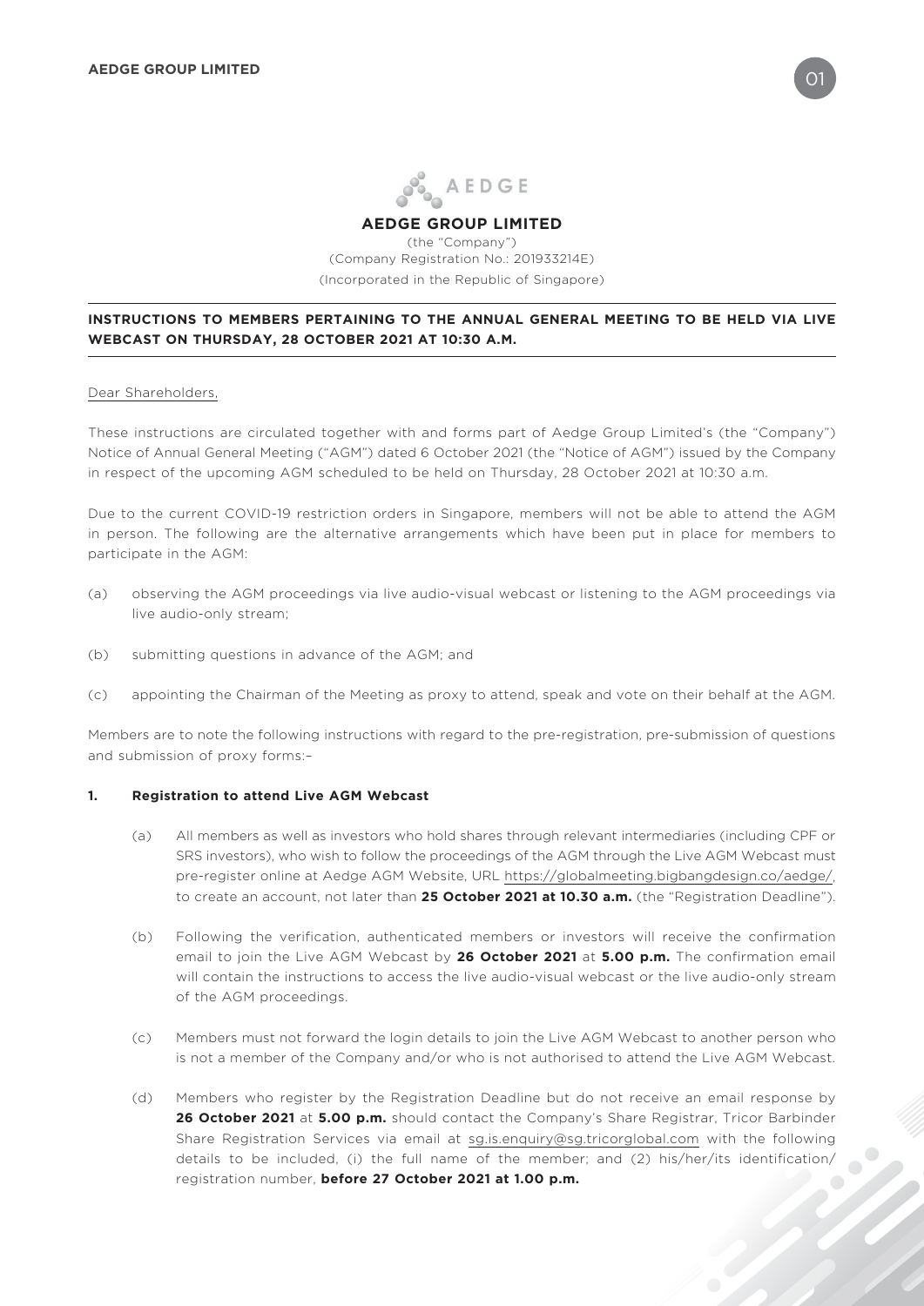# AEDGE GROUP LIMITED

(the "Company")
(Company Registration No.: 201933214E)
(Incorporated in the Republic of Singapore)

**INSTRUCTIONS TO MEMBERS PERTAINING TO THE ANNUAL GENERAL MEETING TO BE HELD VIA LIVE WEBCAST ON THURSDAY, 28 OCTOBER 2021 AT 10:30 A.M.**

Dear Shareholders,

These instructions are circulated together with and forms part of Aedge Group Limited's (the "Company") Notice of Annual General Meeting ("AGM") dated 6 October 2021 (the "Notice of AGM") issued by the Company in respect of the upcoming AGM scheduled to be held on Thursday, 28 October 2021 at 10:30 a.m.

Due to the current COVID-19 restriction orders in Singapore, members will not be able to attend the AGM in person. The following are the alternative arrangements which have been put in place for members to participate in the AGM:

(a) observing the AGM proceedings via live audio-visual webcast or listening to the AGM proceedings via live audio-only stream;

(b) submitting questions in advance of the AGM; and

(c) appointing the Chairman of the Meeting as proxy to attend, speak and vote on their behalf at the AGM.

Members are to note the following instructions with regard to the pre-registration, pre-submission of questions and submission of proxy forms:–

## 1. Registration to attend Live AGM Webcast

(a) All members as well as investors who hold shares through relevant intermediaries (including CPF or SRS investors), who wish to follow the proceedings of the AGM through the Live AGM Webcast must pre-register online at Aedge AGM Website, URL https://globalmeeting.bigbangdesign.co/aedge/, to create an account, not later than **25 October 2021 at 10.30 a.m.** (the "Registration Deadline").

(b) Following the verification, authenticated members or investors will receive the confirmation email to join the Live AGM Webcast by **26 October 2021** at **5.00 p.m.** The confirmation email will contain the instructions to access the live audio-visual webcast or the live audio-only stream of the AGM proceedings.

(c) Members must not forward the login details to join the Live AGM Webcast to another person who is not a member of the Company and/or who is not authorised to attend the Live AGM Webcast.

(d) Members who register by the Registration Deadline but do not receive an email response by **26 October 2021** at **5.00 p.m.** should contact the Company's Share Registrar, Tricor Barbinder Share Registration Services via email at sg.is.enquiry@sg.tricorglobal.com with the following details to be included, (i) the full name of the member; and (2) his/her/its identification/registration number, **before 27 October 2021 at 1.00 p.m.**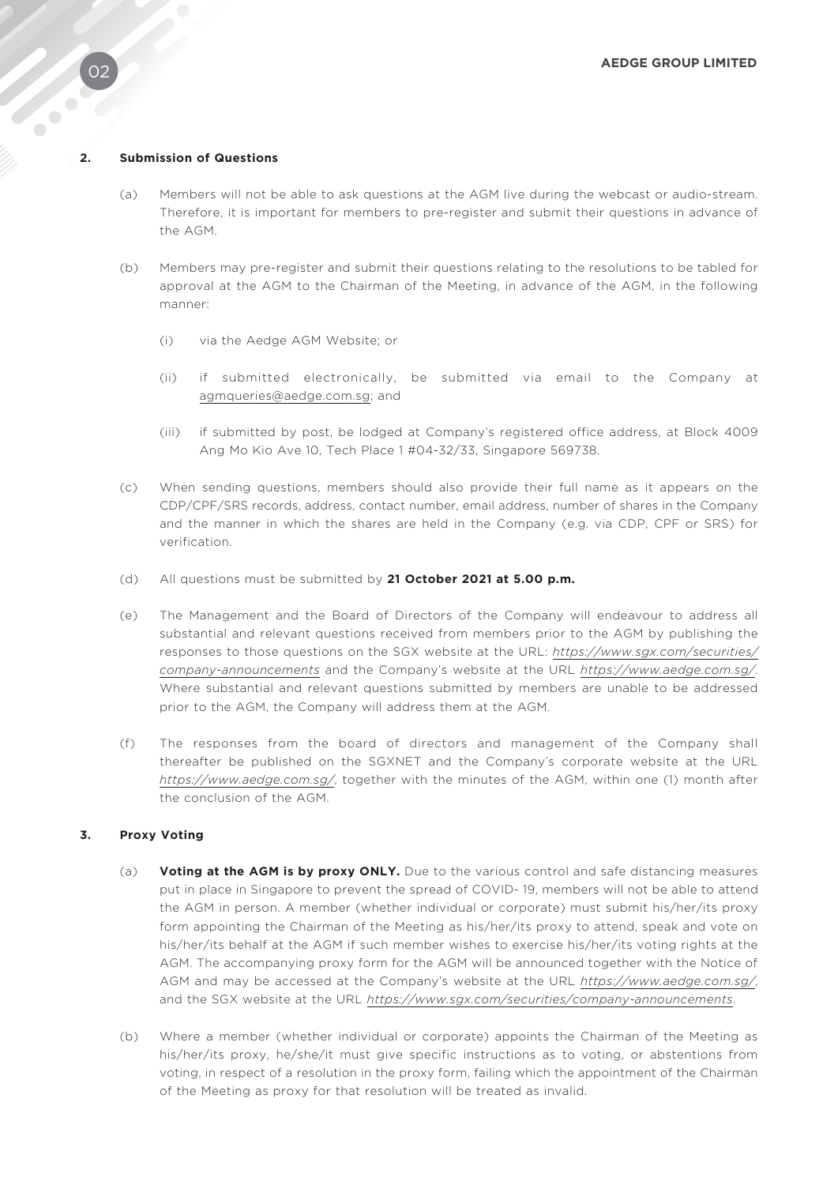**2. Submission of Questions**

(a) Members will not be able to ask questions at the AGM live during the webcast or audio-stream. Therefore, it is important for members to pre-register and submit their questions in advance of the AGM.

(b) Members may pre-register and submit their questions relating to the resolutions to be tabled for approval at the AGM to the Chairman of the Meeting, in advance of the AGM, in the following manner:

(i) via the Aedge AGM Website; or

(ii) if submitted electronically, be submitted via email to the Company at agmqueries@aedge.com.sg; and

(iii) if submitted by post, be lodged at Company's registered office address, at Block 4009 Ang Mo Kio Ave 10, Tech Place 1 #04-32/33, Singapore 569738.

(c) When sending questions, members should also provide their full name as it appears on the CDP/CPF/SRS records, address, contact number, email address, number of shares in the Company and the manner in which the shares are held in the Company (e.g. via CDP, CPF or SRS) for verification.

(d) All questions must be submitted by **21 October 2021 at 5.00 p.m.**

(e) The Management and the Board of Directors of the Company will endeavour to address all substantial and relevant questions received from members prior to the AGM by publishing the responses to those questions on the SGX website at the URL: *https://www.sgx.com/securities/company-announcements* and the Company's website at the URL *https://www.aedge.com.sg/*. Where substantial and relevant questions submitted by members are unable to be addressed prior to the AGM, the Company will address them at the AGM.

(f) The responses from the board of directors and management of the Company shall thereafter be published on the SGXNET and the Company's corporate website at the URL *https://www.aedge.com.sg/*, together with the minutes of the AGM, within one (1) month after the conclusion of the AGM.

**3. Proxy Voting**

(a) **Voting at the AGM is by proxy ONLY.** Due to the various control and safe distancing measures put in place in Singapore to prevent the spread of COVID- 19, members will not be able to attend the AGM in person. A member (whether individual or corporate) must submit his/her/its proxy form appointing the Chairman of the Meeting as his/her/its proxy to attend, speak and vote on his/her/its behalf at the AGM if such member wishes to exercise his/her/its voting rights at the AGM. The accompanying proxy form for the AGM will be announced together with the Notice of AGM and may be accessed at the Company's website at the URL *https://www.aedge.com.sg/*, and the SGX website at the URL *https://www.sgx.com/securities/company-announcements*.

(b) Where a member (whether individual or corporate) appoints the Chairman of the Meeting as his/her/its proxy, he/she/it must give specific instructions as to voting, or abstentions from voting, in respect of a resolution in the proxy form, failing which the appointment of the Chairman of the Meeting as proxy for that resolution will be treated as invalid.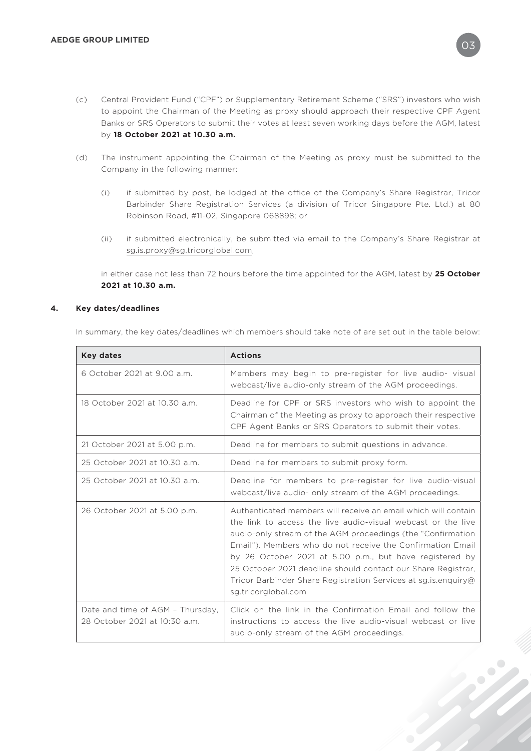(c) Central Provident Fund ("CPF") or Supplementary Retirement Scheme ("SRS") investors who wish to appoint the Chairman of the Meeting as proxy should approach their respective CPF Agent Banks or SRS Operators to submit their votes at least seven working days before the AGM, latest by **18 October 2021 at 10.30 a.m.**

(d) The instrument appointing the Chairman of the Meeting as proxy must be submitted to the Company in the following manner:

(i) if submitted by post, be lodged at the office of the Company's Share Registrar, Tricor Barbinder Share Registration Services (a division of Tricor Singapore Pte. Ltd.) at 80 Robinson Road, #11-02, Singapore 068898; or

(ii) if submitted electronically, be submitted via email to the Company's Share Registrar at sg.is.proxy@sg.tricorglobal.com,

in either case not less than 72 hours before the time appointed for the AGM, latest by **25 October 2021 at 10.30 a.m.**

**4. Key dates/deadlines**

In summary, the key dates/deadlines which members should take note of are set out in the table below:

| Key dates | Actions |
|---|---|
| 6 October 2021 at 9.00 a.m. | Members may begin to pre-register for live audio- visual webcast/live audio-only stream of the AGM proceedings. |
| 18 October 2021 at 10.30 a.m. | Deadline for CPF or SRS investors who wish to appoint the Chairman of the Meeting as proxy to approach their respective CPF Agent Banks or SRS Operators to submit their votes. |
| 21 October 2021 at 5.00 p.m. | Deadline for members to submit questions in advance. |
| 25 October 2021 at 10.30 a.m. | Deadline for members to submit proxy form. |
| 25 October 2021 at 10.30 a.m. | Deadline for members to pre-register for live audio-visual webcast/live audio- only stream of the AGM proceedings. |
| 26 October 2021 at 5.00 p.m. | Authenticated members will receive an email which will contain the link to access the live audio-visual webcast or the live audio-only stream of the AGM proceedings (the "Confirmation Email"). Members who do not receive the Confirmation Email by 26 October 2021 at 5.00 p.m., but have registered by 25 October 2021 deadline should contact our Share Registrar, Tricor Barbinder Share Registration Services at sg.is.enquiry@sg.tricorglobal.com |
| Date and time of AGM – Thursday, 28 October 2021 at 10:30 a.m. | Click on the link in the Confirmation Email and follow the instructions to access the live audio-visual webcast or live audio-only stream of the AGM proceedings. |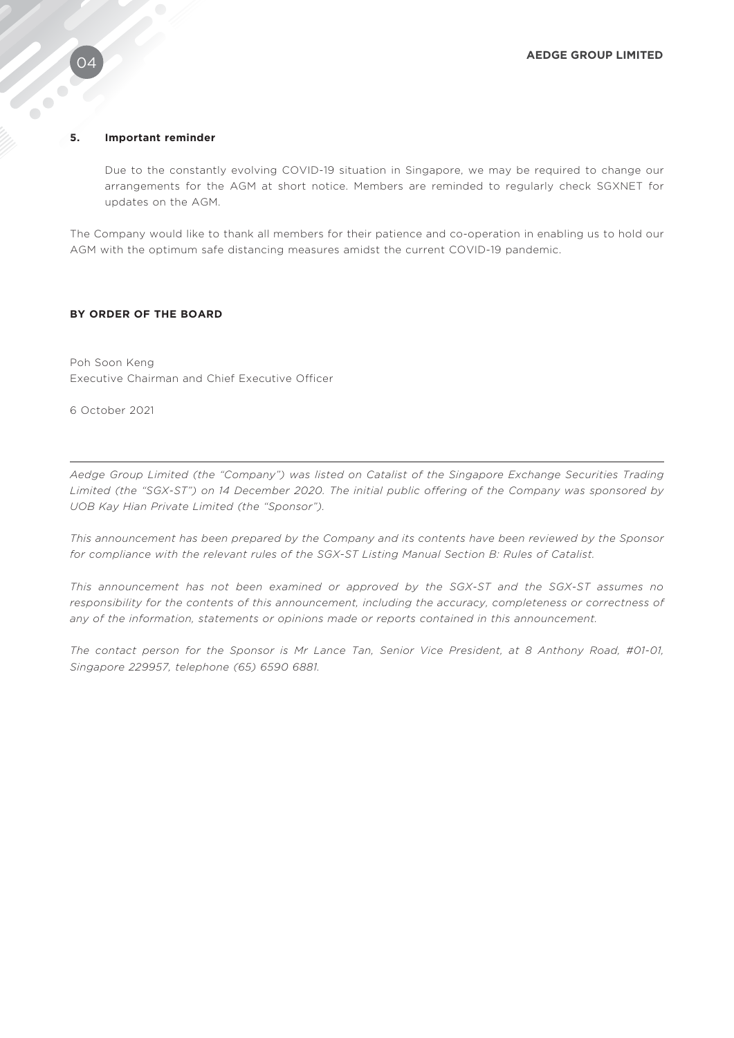**5. Important reminder**

Due to the constantly evolving COVID-19 situation in Singapore, we may be required to change our arrangements for the AGM at short notice. Members are reminded to regularly check SGXNET for updates on the AGM.

The Company would like to thank all members for their patience and co-operation in enabling us to hold our AGM with the optimum safe distancing measures amidst the current COVID-19 pandemic.

**BY ORDER OF THE BOARD**

Poh Soon Keng
Executive Chairman and Chief Executive Officer

6 October 2021

---

*Aedge Group Limited (the "Company") was listed on Catalist of the Singapore Exchange Securities Trading Limited (the "SGX-ST") on 14 December 2020. The initial public offering of the Company was sponsored by UOB Kay Hian Private Limited (the "Sponsor").*

*This announcement has been prepared by the Company and its contents have been reviewed by the Sponsor for compliance with the relevant rules of the SGX-ST Listing Manual Section B: Rules of Catalist.*

*This announcement has not been examined or approved by the SGX-ST and the SGX-ST assumes no responsibility for the contents of this announcement, including the accuracy, completeness or correctness of any of the information, statements or opinions made or reports contained in this announcement.*

*The contact person for the Sponsor is Mr Lance Tan, Senior Vice President, at 8 Anthony Road, #01-01, Singapore 229957, telephone (65) 6590 6881.*